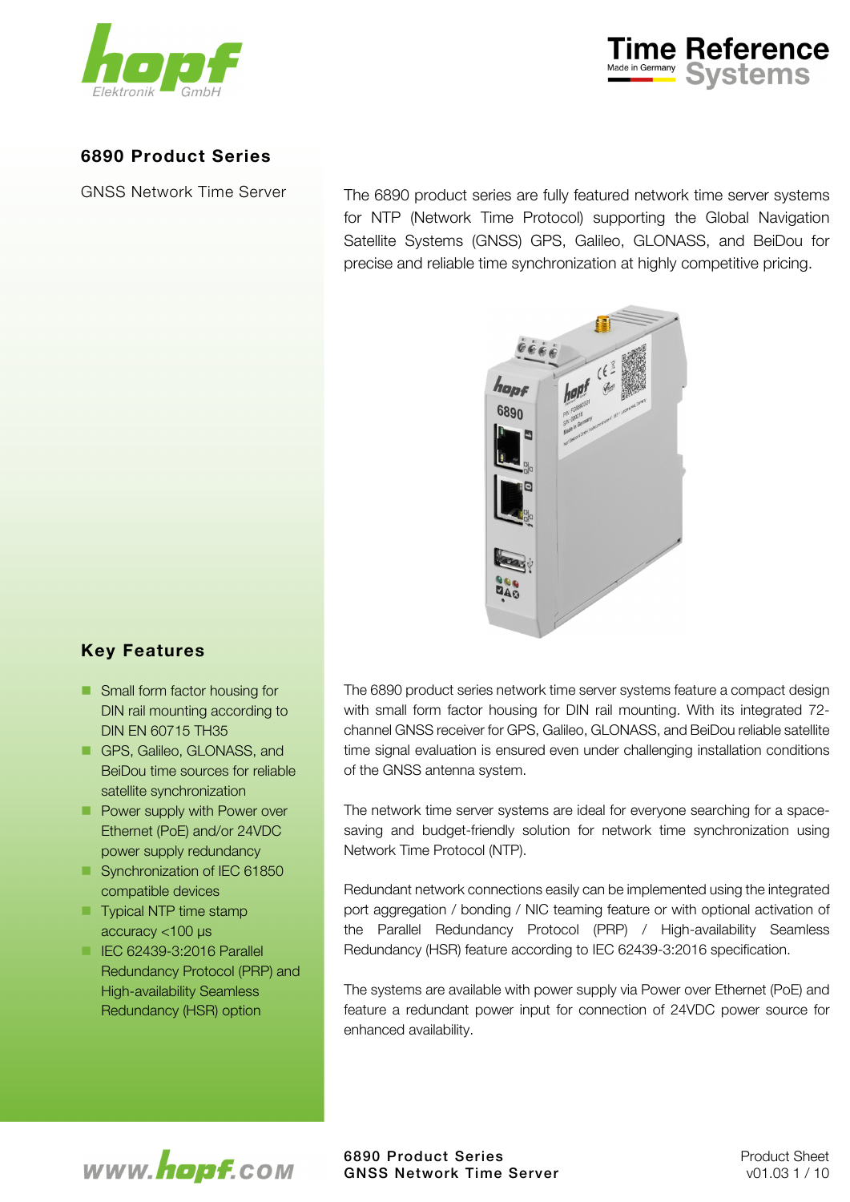# 6890 Product Series

GNSS Network Time Server

The 6890 product series are fully featured network time server systems for NTP (Network Time Protocol) supporting the Global Navigation Satellite Systems (GNSS) GPS, Galileo, GLONASS, and BeiDou for precise and reliable time synchronization at highly competitive pricing.

## Key Features

- Small form factor housing for DIN rail mounting according to DIN EN 60715 TH35
- GPS, Galileo, GLONASS, and BeiDou time sources for reliable satellite synchronization
- Power supply with Power over Ethernet (PoE) and/or 24VDC power supply redundancy
- Synchronization of IEC 61850 compatible devices
- Typical NTP time stamp accuracy <100 µs
- IEC 62439-3:2016 Parallel Redundancy Protocol (PRP) and High-availability Seamless Redundancy (HSR) option

The 6890 product series network time server systems feature a compact design with small form factor housing for DIN rail mounting. With its integrated 72-channel GNSS receiver for GPS, Galileo, GLONASS, and BeiDou reliable satellite time signal evaluation is ensured even under challenging installation conditions of the GNSS antenna system.

The network time server systems are ideal for everyone searching for a space-saving and budget-friendly solution for network time synchronization using Network Time Protocol (NTP).

Redundant network connections easily can be implemented using the integrated port aggregation / bonding / NIC teaming feature or with optional activation of the Parallel Redundancy Protocol (PRP) / High-availability Seamless Redundancy (HSR) feature according to IEC 62439-3:2016 specification.

The systems are available with power supply via Power over Ethernet (PoE) and feature a redundant power input for connection of 24VDC power source for enhanced availability.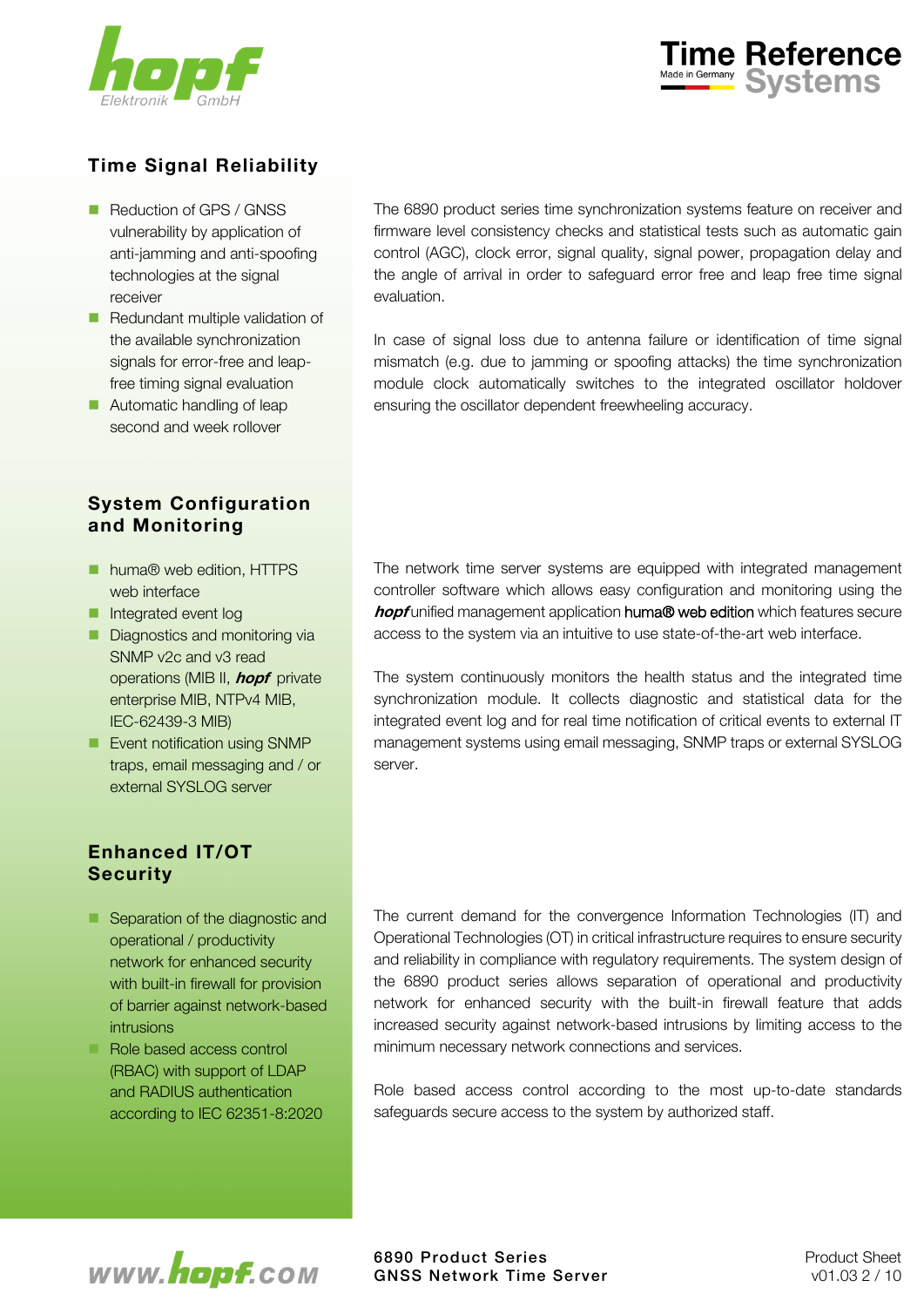## Time Signal Reliability

- Reduction of GPS / GNSS vulnerability by application of anti-jamming and anti-spoofing technologies at the signal receiver
- Redundant multiple validation of the available synchronization signals for error-free and leap-free timing signal evaluation
- Automatic handling of leap second and week rollover

The 6890 product series time synchronization systems feature on receiver and firmware level consistency checks and statistical tests such as automatic gain control (AGC), clock error, signal quality, signal power, propagation delay and the angle of arrival in order to safeguard error free and leap free time signal evaluation.

In case of signal loss due to antenna failure or identification of time signal mismatch (e.g. due to jamming or spoofing attacks) the time synchronization module clock automatically switches to the integrated oscillator holdover ensuring the oscillator dependent freewheeling accuracy.

## System Configuration and Monitoring

- huma® web edition, HTTPS web interface
- Integrated event log
- Diagnostics and monitoring via SNMP v2c and v3 read operations (MIB II, ***hopf*** private enterprise MIB, NTPv4 MIB, IEC-62439-3 MIB)
- Event notification using SNMP traps, email messaging and / or external SYSLOG server

The network time server systems are equipped with integrated management controller software which allows easy configuration and monitoring using the ***hopf*** unified management application huma® web edition which features secure access to the system via an intuitive to use state-of-the-art web interface.

The system continuously monitors the health status and the integrated time synchronization module. It collects diagnostic and statistical data for the integrated event log and for real time notification of critical events to external IT management systems using email messaging, SNMP traps or external SYSLOG server.

## Enhanced IT/OT Security

- Separation of the diagnostic and operational / productivity network for enhanced security with built-in firewall for provision of barrier against network-based intrusions
- Role based access control (RBAC) with support of LDAP and RADIUS authentication according to IEC 62351-8:2020

The current demand for the convergence Information Technologies (IT) and Operational Technologies (OT) in critical infrastructure requires to ensure security and reliability in compliance with regulatory requirements. The system design of the 6890 product series allows separation of operational and productivity network for enhanced security with the built-in firewall feature that adds increased security against network-based intrusions by limiting access to the minimum necessary network connections and services.

Role based access control according to the most up-to-date standards safeguards secure access to the system by authorized staff.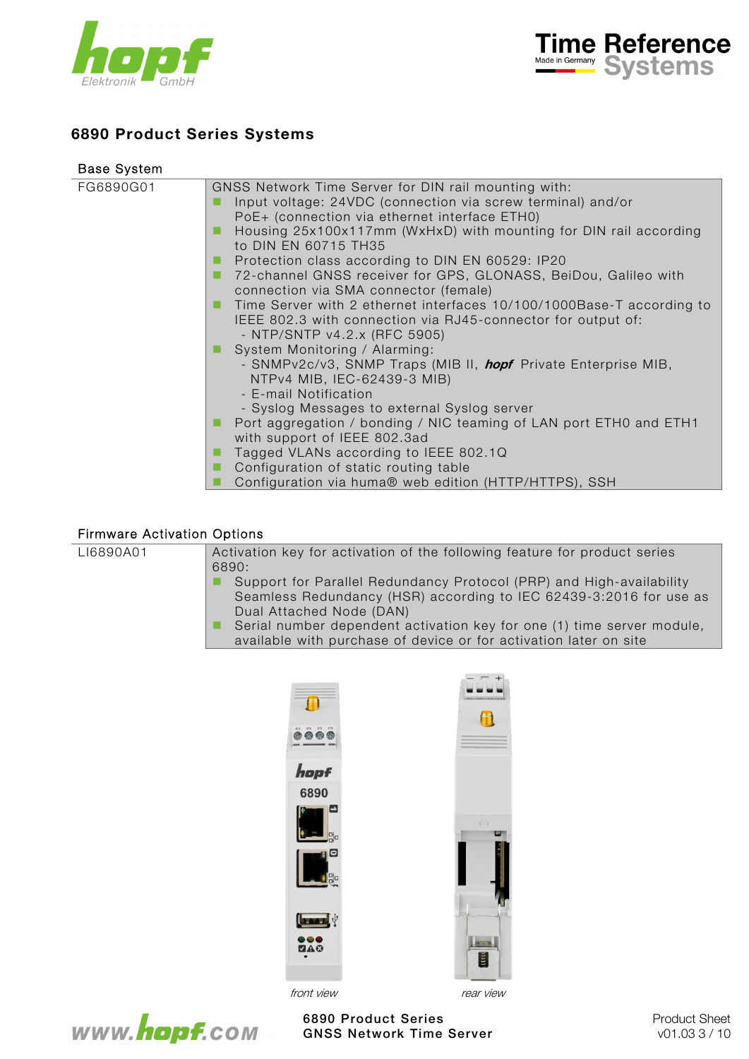# 6890 Product Series Systems

## Base System

| | |
|---|---|
| FG6890G01 | GNSS Network Time Server for DIN rail mounting with:<br>■ Input voltage: 24VDC (connection via screw terminal) and/or PoE+ (connection via ethernet interface ETH0)<br>■ Housing 25x100x117mm (WxHxD) with mounting for DIN rail according to DIN EN 60715 TH35<br>■ Protection class according to DIN EN 60529: IP20<br>■ 72-channel GNSS receiver for GPS, GLONASS, BeiDou, Galileo with connection via SMA connector (female)<br>■ Time Server with 2 ethernet interfaces 10/100/1000Base-T according to IEEE 802.3 with connection via RJ45-connector for output of:<br>- NTP/SNTP v4.2.x (RFC 5905)<br>■ System Monitoring / Alarming:<br>- SNMPv2c/v3, SNMP Traps (MIB II, ***hopf*** Private Enterprise MIB, NTPv4 MIB, IEC-62439-3 MIB)<br>- E-mail Notification<br>- Syslog Messages to external Syslog server<br>■ Port aggregation / bonding / NIC teaming of LAN port ETH0 and ETH1 with support of IEEE 802.3ad<br>■ Tagged VLANs according to IEEE 802.1Q<br>■ Configuration of static routing table<br>■ Configuration via huma® web edition (HTTP/HTTPS), SSH |

## Firmware Activation Options

| | |
|---|---|
| LI6890A01 | Activation key for activation of the following feature for product series 6890:<br>■ Support for Parallel Redundancy Protocol (PRP) and High-availability Seamless Redundancy (HSR) according to IEC 62439-3:2016 for use as Dual Attached Node (DAN)<br>■ Serial number dependent activation key for one (1) time server module, available with purchase of device or for activation later on site |

*front view* *rear view*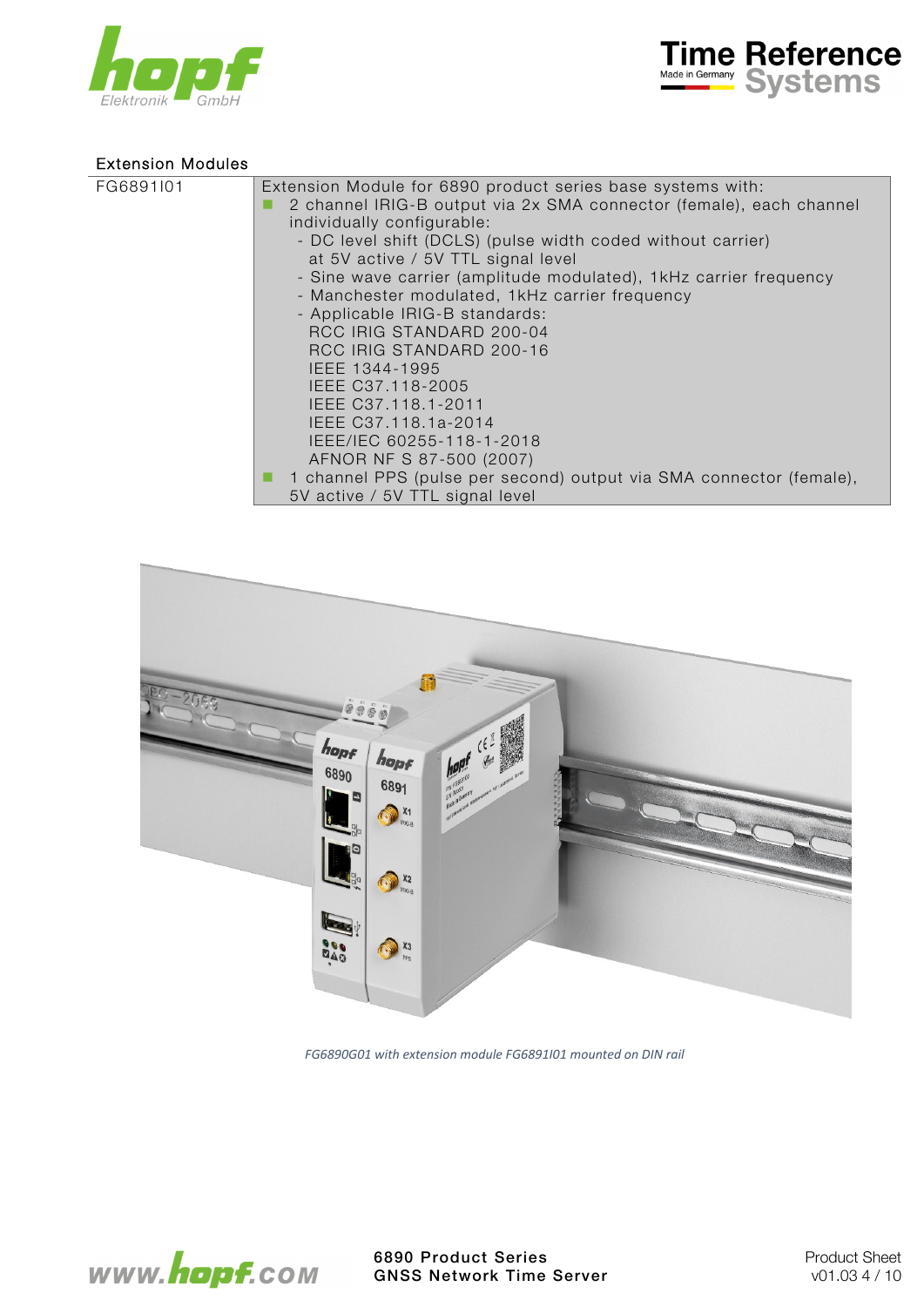## Extension Modules

| | |
|---|---|
| FG6891I01 | Extension Module for 6890 product series base systems with:<br>■ 2 channel IRIG-B output via 2x SMA connector (female), each channel individually configurable:<br>- DC level shift (DCLS) (pulse width coded without carrier) at 5V active / 5V TTL signal level<br>- Sine wave carrier (amplitude modulated), 1kHz carrier frequency<br>- Manchester modulated, 1kHz carrier frequency<br>- Applicable IRIG-B standards:<br>RCC IRIG STANDARD 200-04<br>RCC IRIG STANDARD 200-16<br>IEEE 1344-1995<br>IEEE C37.118-2005<br>IEEE C37.118.1-2011<br>IEEE C37.118.1a-2014<br>IEEE/IEC 60255-118-1-2018<br>AFNOR NF S 87-500 (2007)<br>■ 1 channel PPS (pulse per second) output via SMA connector (female), 5V active / 5V TTL signal level |

*FG6890G01 with extension module FG6891I01 mounted on DIN rail*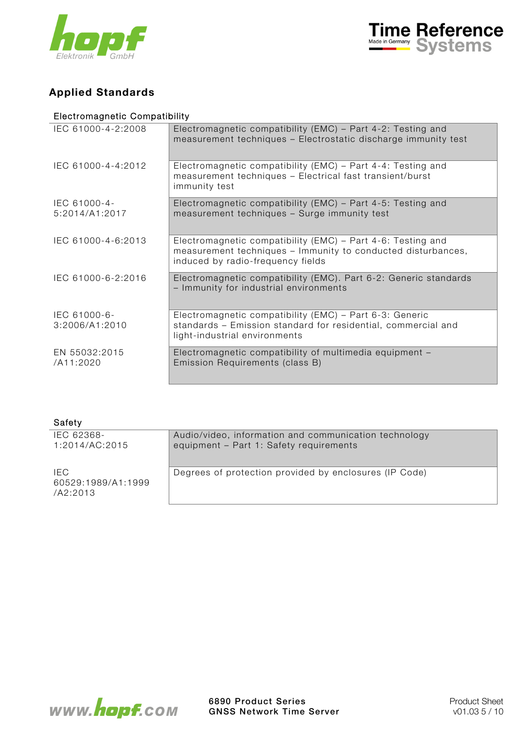## Applied Standards

Electromagnetic Compatibility

| Standard | Description |
|---|---|
| IEC 61000-4-2:2008 | Electromagnetic compatibility (EMC) – Part 4-2: Testing and measurement techniques – Electrostatic discharge immunity test |
| IEC 61000-4-4:2012 | Electromagnetic compatibility (EMC) – Part 4-4: Testing and measurement techniques – Electrical fast transient/burst immunity test |
| IEC 61000-4-5:2014/A1:2017 | Electromagnetic compatibility (EMC) – Part 4-5: Testing and measurement techniques – Surge immunity test |
| IEC 61000-4-6:2013 | Electromagnetic compatibility (EMC) – Part 4-6: Testing and measurement techniques – Immunity to conducted disturbances, induced by radio-frequency fields |
| IEC 61000-6-2:2016 | Electromagnetic compatibility (EMC). Part 6-2: Generic standards – Immunity for industrial environments |
| IEC 61000-6-3:2006/A1:2010 | Electromagnetic compatibility (EMC) – Part 6-3: Generic standards – Emission standard for residential, commercial and light-industrial environments |
| EN 55032:2015 /A11:2020 | Electromagnetic compatibility of multimedia equipment – Emission Requirements (class B) |

Safety

| Standard | Description |
|---|---|
| IEC 62368-1:2014/AC:2015 | Audio/video, information and communication technology equipment – Part 1: Safety requirements |
| IEC 60529:1989/A1:1999 /A2:2013 | Degrees of protection provided by enclosures (IP Code) |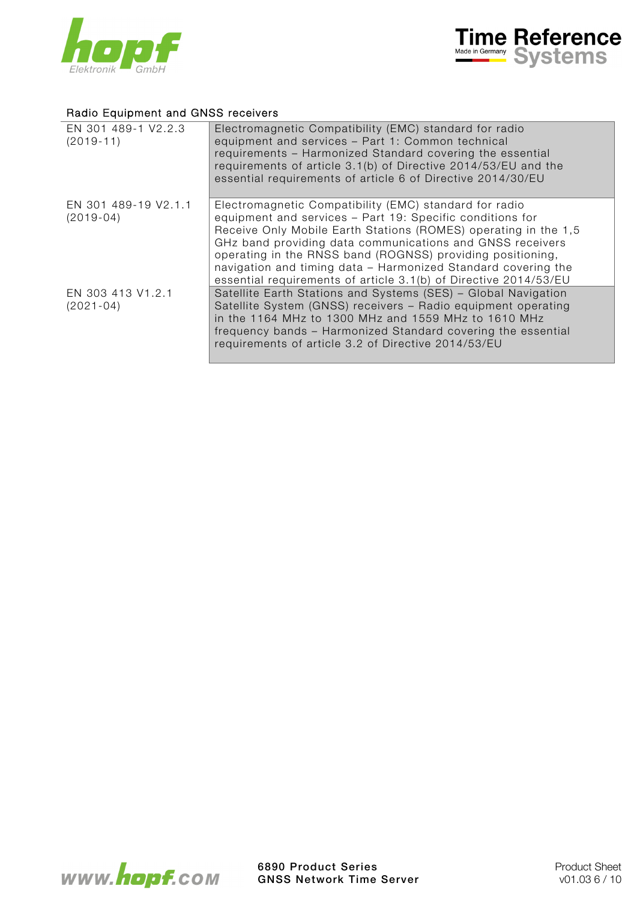Radio Equipment and GNSS receivers

| | |
|---|---|
| EN 301 489-1 V2.2.3 (2019-11) | Electromagnetic Compatibility (EMC) standard for radio equipment and services – Part 1: Common technical requirements – Harmonized Standard covering the essential requirements of article 3.1(b) of Directive 2014/53/EU and the essential requirements of article 6 of Directive 2014/30/EU |
| EN 301 489-19 V2.1.1 (2019-04) | Electromagnetic Compatibility (EMC) standard for radio equipment and services – Part 19: Specific conditions for Receive Only Mobile Earth Stations (ROMES) operating in the 1,5 GHz band providing data communications and GNSS receivers operating in the RNSS band (ROGNSS) providing positioning, navigation and timing data – Harmonized Standard covering the essential requirements of article 3.1(b) of Directive 2014/53/EU |
| EN 303 413 V1.2.1 (2021-04) | Satellite Earth Stations and Systems (SES) – Global Navigation Satellite System (GNSS) receivers – Radio equipment operating in the 1164 MHz to 1300 MHz and 1559 MHz to 1610 MHz frequency bands – Harmonized Standard covering the essential requirements of article 3.2 of Directive 2014/53/EU |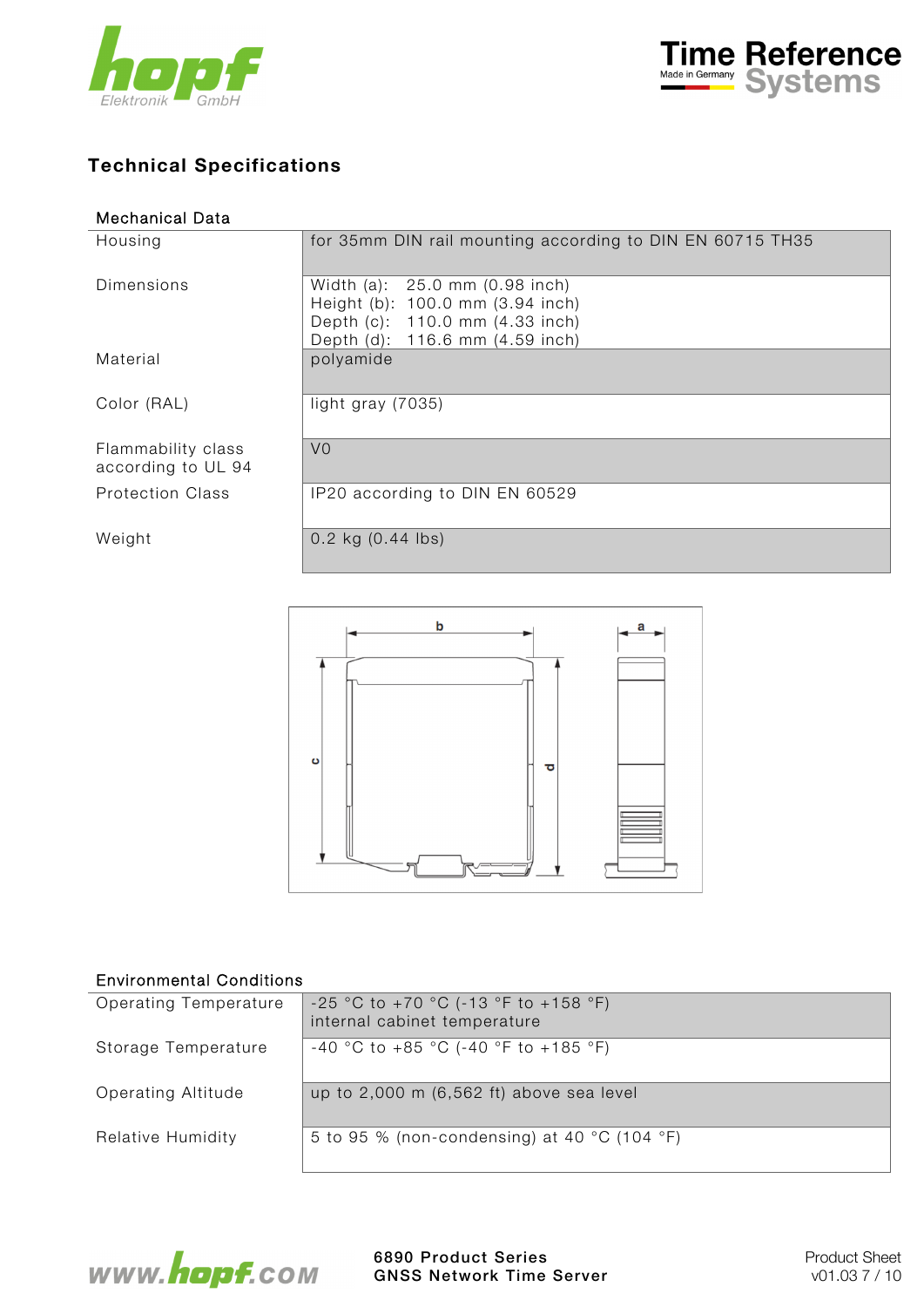# Technical Specifications

## Mechanical Data

| | |
|---|---|
| Housing | for 35mm DIN rail mounting according to DIN EN 60715 TH35 |
| Dimensions | Width (a): 25.0 mm (0.98 inch)<br>Height (b): 100.0 mm (3.94 inch)<br>Depth (c): 110.0 mm (4.33 inch)<br>Depth (d): 116.6 mm (4.59 inch) |
| Material | polyamide |
| Color (RAL) | light gray (7035) |
| Flammability class according to UL 94 | V0 |
| Protection Class | IP20 according to DIN EN 60529 |
| Weight | 0.2 kg (0.44 lbs) |

## Environmental Conditions

| | |
|---|---|
| Operating Temperature | -25 °C to +70 °C (-13 °F to +158 °F)<br>internal cabinet temperature |
| Storage Temperature | -40 °C to +85 °C (-40 °F to +185 °F) |
| Operating Altitude | up to 2,000 m (6,562 ft) above sea level |
| Relative Humidity | 5 to 95 % (non-condensing) at 40 °C (104 °F) |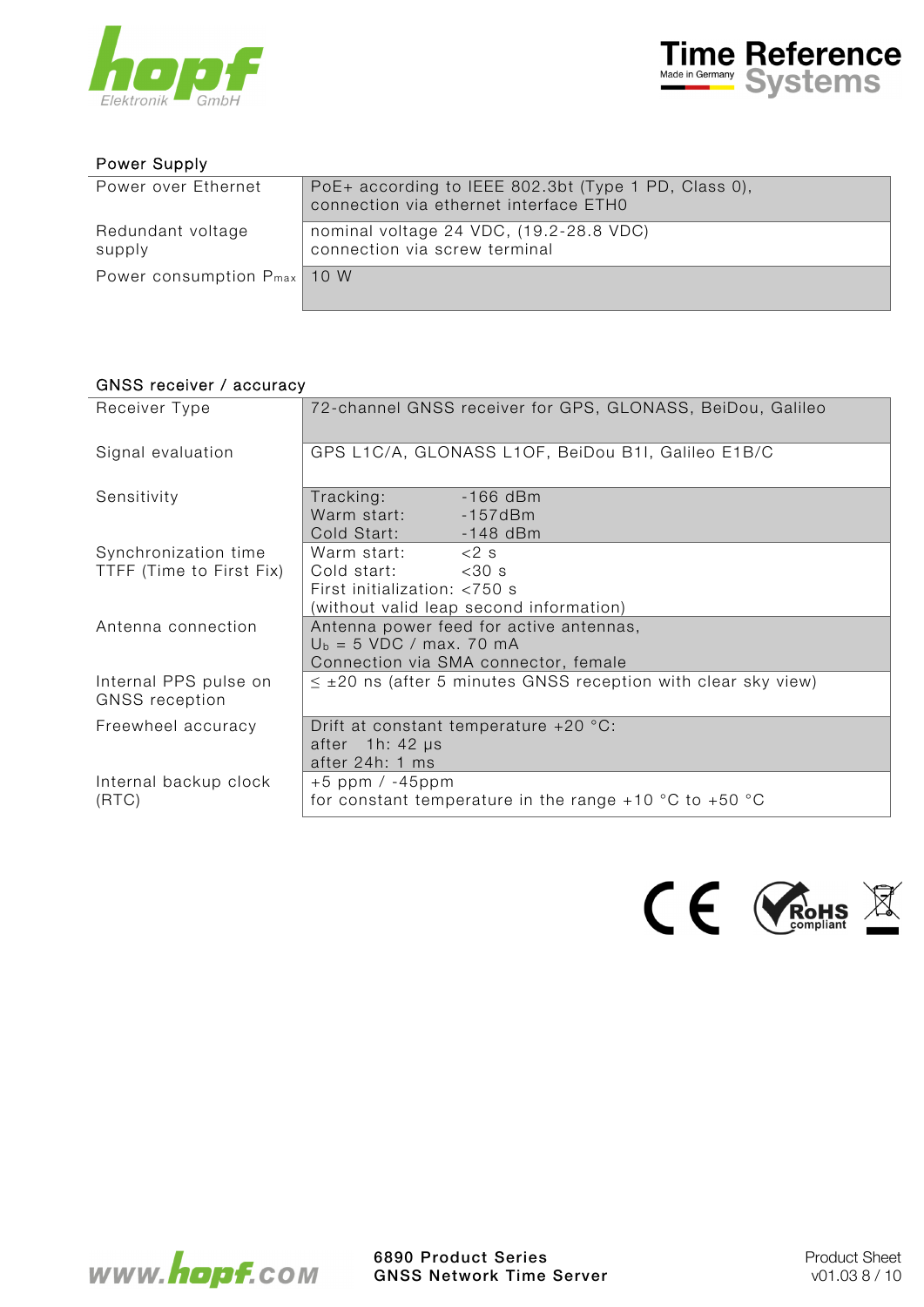## Power Supply

| | |
|---|---|
| Power over Ethernet | PoE+ according to IEEE 802.3bt (Type 1 PD, Class 0),<br>connection via ethernet interface ETH0 |
| Redundant voltage supply | nominal voltage 24 VDC, (19.2-28.8 VDC)<br>connection via screw terminal |
| Power consumption $P_{max}$ | 10 W |

## GNSS receiver / accuracy

| | |
|---|---|
| Receiver Type | 72-channel GNSS receiver for GPS, GLONASS, BeiDou, Galileo |
| Signal evaluation | GPS L1C/A, GLONASS L1OF, BeiDou B1I, Galileo E1B/C |
| Sensitivity | Tracking: -166 dBm<br>Warm start: -157dBm<br>Cold Start: -148 dBm |
| Synchronization time TTFF (Time to First Fix) | Warm start: <2 s<br>Cold start: <30 s<br>First initialization: <750 s<br>(without valid leap second information) |
| Antenna connection | Antenna power feed for active antennas,<br>$U_b$ = 5 VDC / max. 70 mA<br>Connection via SMA connector, female |
| Internal PPS pulse on GNSS reception | ≤ ±20 ns (after 5 minutes GNSS reception with clear sky view) |
| Freewheel accuracy | Drift at constant temperature +20 °C:<br>after 1h: 42 µs<br>after 24h: 1 ms |
| Internal backup clock (RTC) | +5 ppm / -45ppm<br>for constant temperature in the range +10 °C to +50 °C |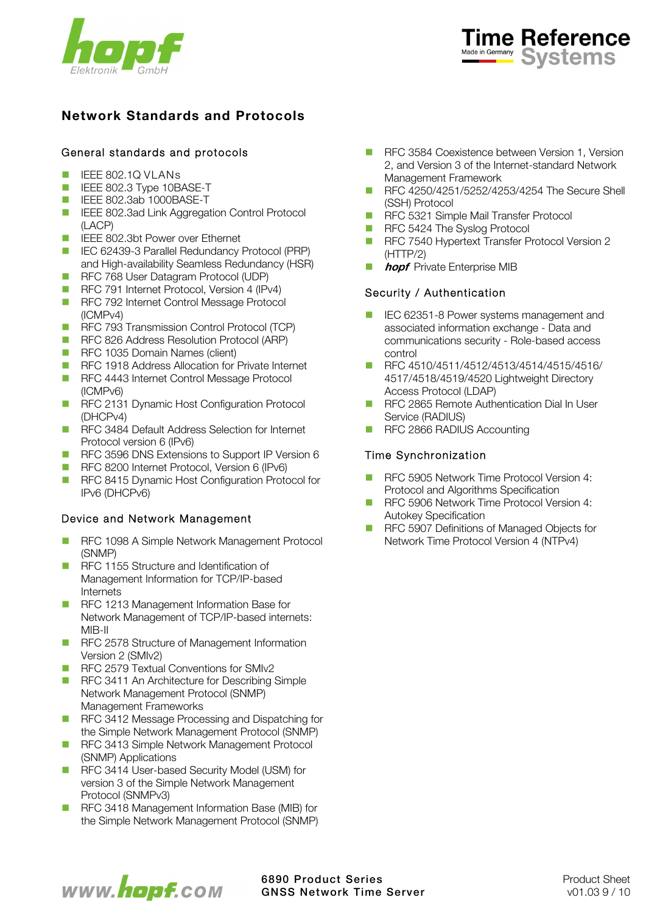## Network Standards and Protocols

### General standards and protocols

- IEEE 802.1Q VLANs
- IEEE 802.3 Type 10BASE-T
- IEEE 802.3ab 1000BASE-T
- IEEE 802.3ad Link Aggregation Control Protocol (LACP)
- IEEE 802.3bt Power over Ethernet
- IEC 62439-3 Parallel Redundancy Protocol (PRP) and High-availability Seamless Redundancy (HSR)
- RFC 768 User Datagram Protocol (UDP)
- RFC 791 Internet Protocol, Version 4 (IPv4)
- RFC 792 Internet Control Message Protocol (ICMPv4)
- RFC 793 Transmission Control Protocol (TCP)
- RFC 826 Address Resolution Protocol (ARP)
- RFC 1035 Domain Names (client)
- RFC 1918 Address Allocation for Private Internet
- RFC 4443 Internet Control Message Protocol (ICMPv6)
- RFC 2131 Dynamic Host Configuration Protocol (DHCPv4)
- RFC 3484 Default Address Selection for Internet Protocol version 6 (IPv6)
- RFC 3596 DNS Extensions to Support IP Version 6
- RFC 8200 Internet Protocol, Version 6 (IPv6)
- RFC 8415 Dynamic Host Configuration Protocol for IPv6 (DHCPv6)

### Device and Network Management

- RFC 1098 A Simple Network Management Protocol (SNMP)
- RFC 1155 Structure and Identification of Management Information for TCP/IP-based Internets
- RFC 1213 Management Information Base for Network Management of TCP/IP-based internets: MIB-II
- RFC 2578 Structure of Management Information Version 2 (SMIv2)
- RFC 2579 Textual Conventions for SMIv2
- RFC 3411 An Architecture for Describing Simple Network Management Protocol (SNMP) Management Frameworks
- RFC 3412 Message Processing and Dispatching for the Simple Network Management Protocol (SNMP)
- RFC 3413 Simple Network Management Protocol (SNMP) Applications
- RFC 3414 User-based Security Model (USM) for version 3 of the Simple Network Management Protocol (SNMPv3)
- RFC 3418 Management Information Base (MIB) for the Simple Network Management Protocol (SNMP)
- RFC 3584 Coexistence between Version 1, Version 2, and Version 3 of the Internet-standard Network Management Framework
- RFC 4250/4251/5252/4253/4254 The Secure Shell (SSH) Protocol
- RFC 5321 Simple Mail Transfer Protocol
- RFC 5424 The Syslog Protocol
- RFC 7540 Hypertext Transfer Protocol Version 2 (HTTP/2)
- ***hopf*** Private Enterprise MIB

### Security / Authentication

- IEC 62351-8 Power systems management and associated information exchange - Data and communications security - Role-based access control
- RFC 4510/4511/4512/4513/4514/4515/4516/4517/4518/4519/4520 Lightweight Directory Access Protocol (LDAP)
- RFC 2865 Remote Authentication Dial In User Service (RADIUS)
- RFC 2866 RADIUS Accounting

### Time Synchronization

- RFC 5905 Network Time Protocol Version 4: Protocol and Algorithms Specification
- RFC 5906 Network Time Protocol Version 4: Autokey Specification
- RFC 5907 Definitions of Managed Objects for Network Time Protocol Version 4 (NTPv4)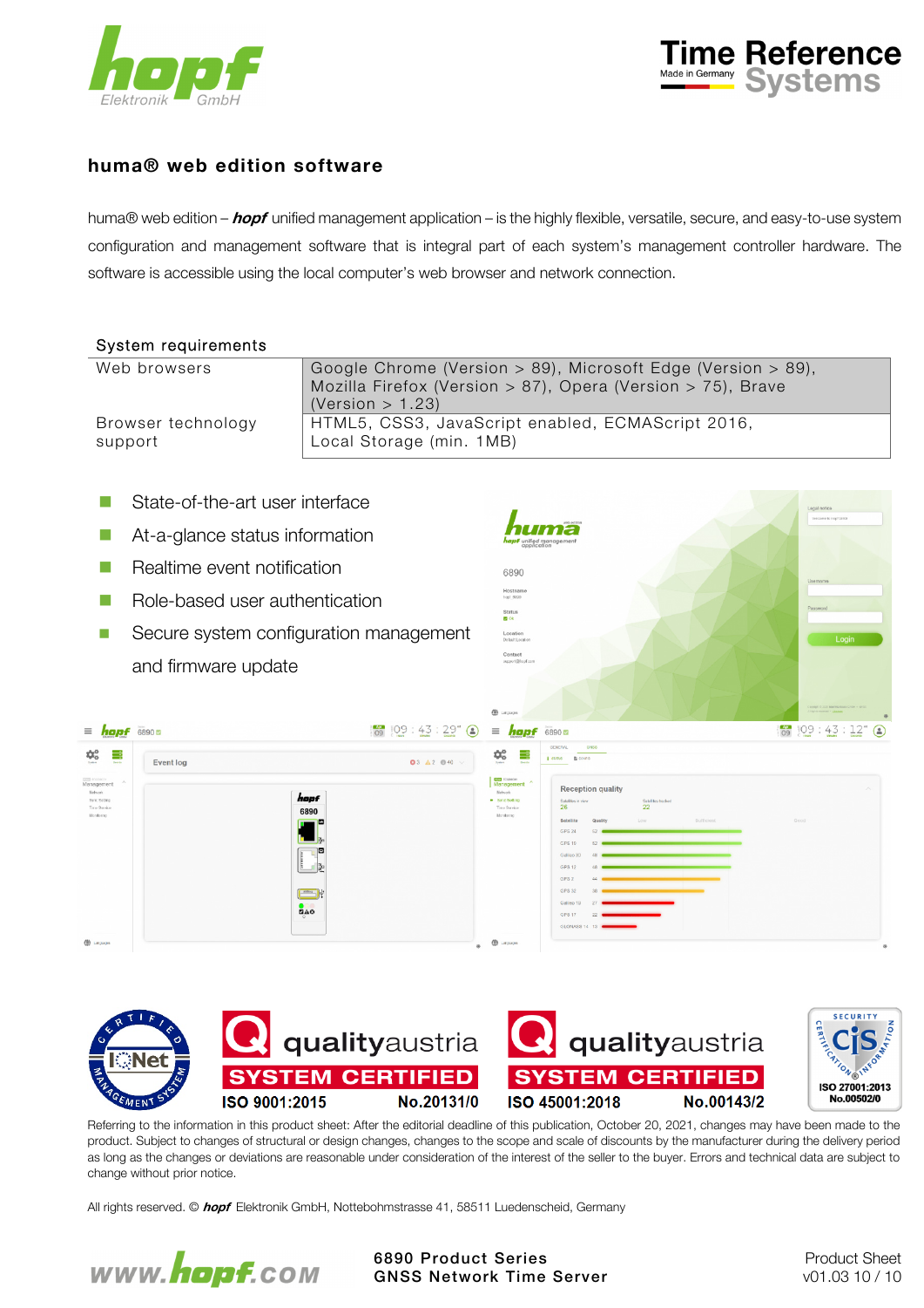## huma® web edition software

huma® web edition – ***hopf*** unified management application – is the highly flexible, versatile, secure, and easy-to-use system configuration and management software that is integral part of each system's management controller hardware. The software is accessible using the local computer's web browser and network connection.

| System requirements | |
|---|---|
| Web browsers | Google Chrome (Version > 89), Microsoft Edge (Version > 89), Mozilla Firefox (Version > 87), Opera (Version > 75), Brave (Version > 1.23) |
| Browser technology support | HTML5, CSS3, JavaScript enabled, ECMAScript 2016, Local Storage (min. 1MB) |

- State-of-the-art user interface
- At-a-glance status information
- Realtime event notification
- Role-based user authentication
- Secure system configuration management and firmware update

ISO 9001:2015 No.20131/0

ISO 45001:2018 No.00143/2

ISO 27001:2013 No.00502/0

Referring to the information in this product sheet: After the editorial deadline of this publication, October 20, 2021, changes may have been made to the product. Subject to changes of structural or design changes, changes to the scope and scale of discounts by the manufacturer during the delivery period as long as the changes or deviations are reasonable under consideration of the interest of the seller to the buyer. Errors and technical data are subject to change without prior notice.

All rights reserved. © ***hopf*** Elektronik GmbH, Nottebohmstrasse 41, 58511 Luedenscheid, Germany